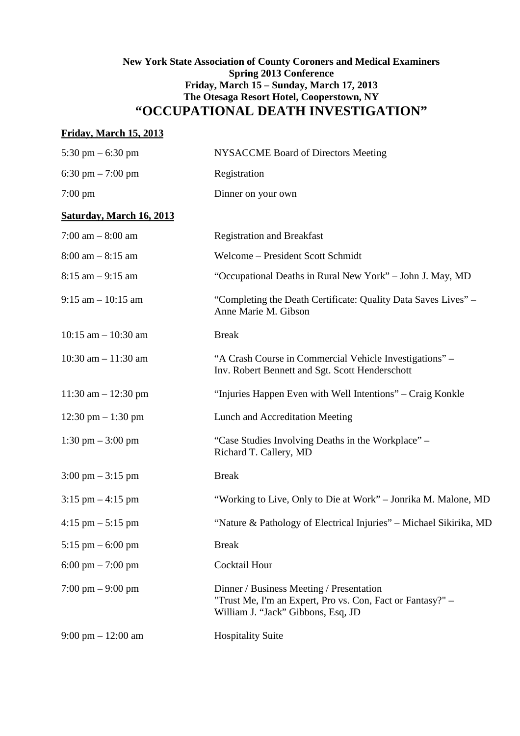**New York State Association of County Coroners and Medical Examiners**
**Spring 2013 Conference**
**Friday, March 15 – Sunday, March 17, 2013**
**The Otesaga Resort Hotel, Cooperstown, NY**

# "OCCUPATIONAL DEATH INVESTIGATION"

## Friday, March 15, 2013

| | |
|---|---|
| 5:30 pm – 6:30 pm | NYSACCME Board of Directors Meeting |
| 6:30 pm – 7:00 pm | Registration |
| 7:00 pm | Dinner on your own |

## Saturday, March 16, 2013

| | |
|---|---|
| 7:00 am – 8:00 am | Registration and Breakfast |
| 8:00 am – 8:15 am | Welcome – President Scott Schmidt |
| 8:15 am – 9:15 am | "Occupational Deaths in Rural New York" – John J. May, MD |
| 9:15 am – 10:15 am | "Completing the Death Certificate: Quality Data Saves Lives" – Anne Marie M. Gibson |
| 10:15 am – 10:30 am | Break |
| 10:30 am – 11:30 am | "A Crash Course in Commercial Vehicle Investigations" – Inv. Robert Bennett and Sgt. Scott Henderschott |
| 11:30 am – 12:30 pm | "Injuries Happen Even with Well Intentions" – Craig Konkle |
| 12:30 pm – 1:30 pm | Lunch and Accreditation Meeting |
| 1:30 pm – 3:00 pm | "Case Studies Involving Deaths in the Workplace" – Richard T. Callery, MD |
| 3:00 pm – 3:15 pm | Break |
| 3:15 pm – 4:15 pm | "Working to Live, Only to Die at Work" – Jonrika M. Malone, MD |
| 4:15 pm – 5:15 pm | "Nature & Pathology of Electrical Injuries" – Michael Sikirika, MD |
| 5:15 pm – 6:00 pm | Break |
| 6:00 pm – 7:00 pm | Cocktail Hour |
| 7:00 pm – 9:00 pm | Dinner / Business Meeting / Presentation "Trust Me, I'm an Expert, Pro vs. Con, Fact or Fantasy?" – William J. "Jack" Gibbons, Esq, JD |
| 9:00 pm – 12:00 am | Hospitality Suite |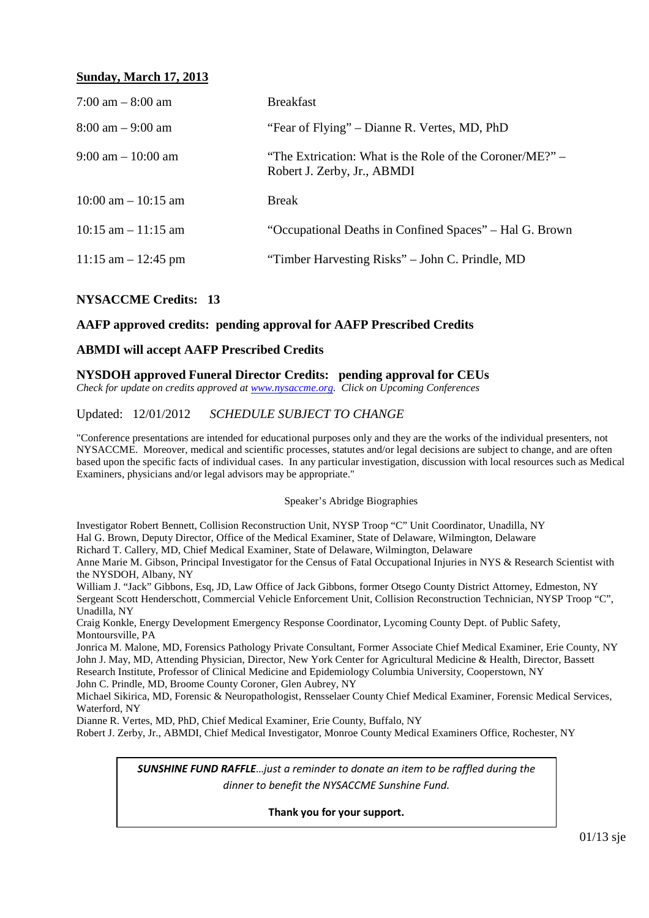**Sunday, March 17, 2013**

| | |
|---|---|
| 7:00 am – 8:00 am | Breakfast |
| 8:00 am – 9:00 am | "Fear of Flying" – Dianne R. Vertes, MD, PhD |
| 9:00 am – 10:00 am | "The Extrication: What is the Role of the Coroner/ME?" – Robert J. Zerby, Jr., ABMDI |
| 10:00 am – 10:15 am | Break |
| 10:15 am – 11:15 am | "Occupational Deaths in Confined Spaces" – Hal G. Brown |
| 11:15 am – 12:45 pm | "Timber Harvesting Risks" – John C. Prindle, MD |

**NYSACCME Credits: 13**

**AAFP approved credits: pending approval for AAFP Prescribed Credits**

**ABMDI will accept AAFP Prescribed Credits**

**NYSDOH approved Funeral Director Credits: pending approval for CEUs**

*Check for update on credits approved at www.nysaccme.org. Click on Upcoming Conferences*

Updated: 12/01/2012 *SCHEDULE SUBJECT TO CHANGE*

"Conference presentations are intended for educational purposes only and they are the works of the individual presenters, not NYSACCME. Moreover, medical and scientific processes, statutes and/or legal decisions are subject to change, and are often based upon the specific facts of individual cases. In any particular investigation, discussion with local resources such as Medical Examiners, physicians and/or legal advisors may be appropriate."

Speaker's Abridge Biographies

Investigator Robert Bennett, Collision Reconstruction Unit, NYSP Troop "C" Unit Coordinator, Unadilla, NY
Hal G. Brown, Deputy Director, Office of the Medical Examiner, State of Delaware, Wilmington, Delaware
Richard T. Callery, MD, Chief Medical Examiner, State of Delaware, Wilmington, Delaware
Anne Marie M. Gibson, Principal Investigator for the Census of Fatal Occupational Injuries in NYS & Research Scientist with the NYSDOH, Albany, NY
William J. "Jack" Gibbons, Esq, JD, Law Office of Jack Gibbons, former Otsego County District Attorney, Edmeston, NY
Sergeant Scott Henderschott, Commercial Vehicle Enforcement Unit, Collision Reconstruction Technician, NYSP Troop "C", Unadilla, NY
Craig Konkle, Energy Development Emergency Response Coordinator, Lycoming County Dept. of Public Safety, Montoursville, PA
Jonrica M. Malone, MD, Forensics Pathology Private Consultant, Former Associate Chief Medical Examiner, Erie County, NY
John J. May, MD, Attending Physician, Director, New York Center for Agricultural Medicine & Health, Director, Bassett Research Institute, Professor of Clinical Medicine and Epidemiology Columbia University, Cooperstown, NY
John C. Prindle, MD, Broome County Coroner, Glen Aubrey, NY
Michael Sikirica, MD, Forensic & Neuropathologist, Rensselaer County Chief Medical Examiner, Forensic Medical Services, Waterford, NY
Dianne R. Vertes, MD, PhD, Chief Medical Examiner, Erie County, Buffalo, NY
Robert J. Zerby, Jr., ABMDI, Chief Medical Investigator, Monroe County Medical Examiners Office, Rochester, NY

***SUNSHINE FUND RAFFLE****…just a reminder to donate an item to be raffled during the dinner to benefit the NYSACCME Sunshine Fund.*

**Thank you for your support.**

01/13 sje